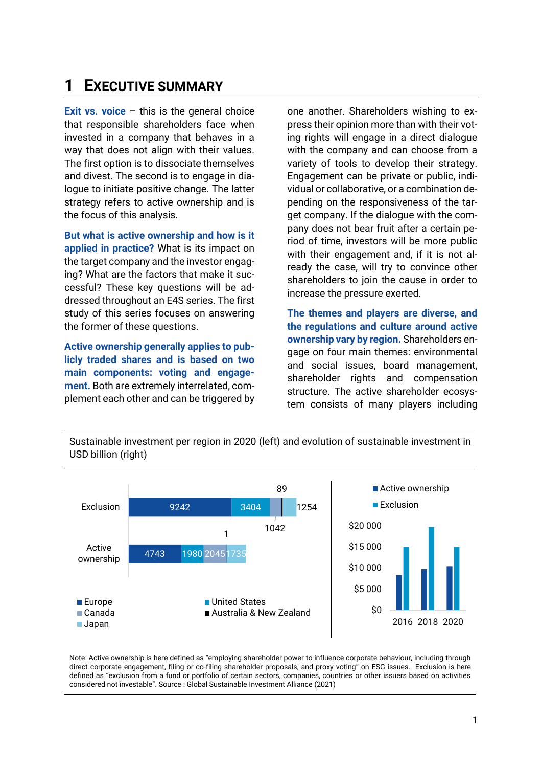# 1 Executive Summary

**Exit vs. voice** – this is the general choice that responsible shareholders face when invested in a company that behaves in a way that does not align with their values. The first option is to dissociate themselves and divest. The second is to engage in dialogue to initiate positive change. The latter strategy refers to active ownership and is the focus of this analysis.

**But what is active ownership and how is it applied in practice?** What is its impact on the target company and the investor engaging? What are the factors that make it successful? These key questions will be addressed throughout an E4S series. The first study of this series focuses on answering the former of these questions.

**Active ownership generally applies to publicly traded shares and is based on two main components: voting and engagement.** Both are extremely interrelated, complement each other and can be triggered by one another. Shareholders wishing to express their opinion more than with their voting rights will engage in a direct dialogue with the company and can choose from a variety of tools to develop their strategy. Engagement can be private or public, individual or collaborative, or a combination depending on the responsiveness of the target company. If the dialogue with the company does not bear fruit after a certain period of time, investors will be more public with their engagement and, if it is not already the case, will try to convince other shareholders to join the cause in order to increase the pressure exerted.

**The themes and players are diverse, and the regulations and culture around active ownership vary by region.** Shareholders engage on four main themes: environmental and social issues, board management, shareholder rights and compensation structure. The active shareholder ecosystem consists of many players including

Sustainable investment per region in 2020 (left) and evolution of sustainable investment in USD billion (right)

| | Europe | United States | Canada | Australia & New Zealand | Japan |
|---|---|---|---|---|---|
| Exclusion | 9242 | 3404 | 1042 | 89 | 1254 |
| Active ownership | 4743 | 1980 | 2045 | 1 | 1735 |

Right chart: Active ownership and Exclusion, 2016, 2018, 2020 (axis $0 – $20 000)

Note: Active ownership is here defined as "employing shareholder power to influence corporate behaviour, including through direct corporate engagement, filing or co-filing shareholder proposals, and proxy voting" on ESG issues. Exclusion is here defined as "exclusion from a fund or portfolio of certain sectors, companies, countries or other issuers based on activities considered not investable". Source : Global Sustainable Investment Alliance (2021)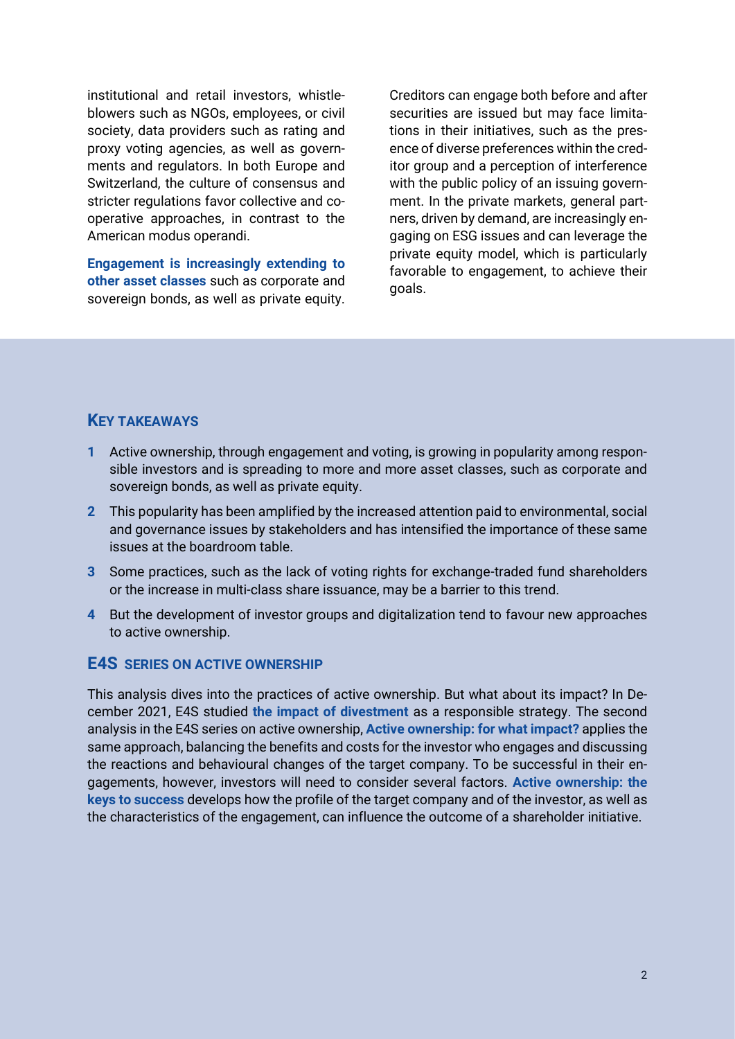institutional and retail investors, whistleblowers such as NGOs, employees, or civil society, data providers such as rating and proxy voting agencies, as well as governments and regulators. In both Europe and Switzerland, the culture of consensus and stricter regulations favor collective and cooperative approaches, in contrast to the American modus operandi.

**Engagement is increasingly extending to other asset classes** such as corporate and sovereign bonds, as well as private equity. Creditors can engage both before and after securities are issued but may face limitations in their initiatives, such as the presence of diverse preferences within the creditor group and a perception of interference with the public policy of an issuing government. In the private markets, general partners, driven by demand, are increasingly engaging on ESG issues and can leverage the private equity model, which is particularly favorable to engagement, to achieve their goals.

## Key takeaways

1. Active ownership, through engagement and voting, is growing in popularity among responsible investors and is spreading to more and more asset classes, such as corporate and sovereign bonds, as well as private equity.
2. This popularity has been amplified by the increased attention paid to environmental, social and governance issues by stakeholders and has intensified the importance of these same issues at the boardroom table.
3. Some practices, such as the lack of voting rights for exchange-traded fund shareholders or the increase in multi-class share issuance, may be a barrier to this trend.
4. But the development of investor groups and digitalization tend to favour new approaches to active ownership.

## E4S series on active ownership

This analysis dives into the practices of active ownership. But what about its impact? In December 2021, E4S studied **the impact of divestment** as a responsible strategy. The second analysis in the E4S series on active ownership, **Active ownership: for what impact?** applies the same approach, balancing the benefits and costs for the investor who engages and discussing the reactions and behavioural changes of the target company. To be successful in their engagements, however, investors will need to consider several factors. **Active ownership: the keys to success** develops how the profile of the target company and of the investor, as well as the characteristics of the engagement, can influence the outcome of a shareholder initiative.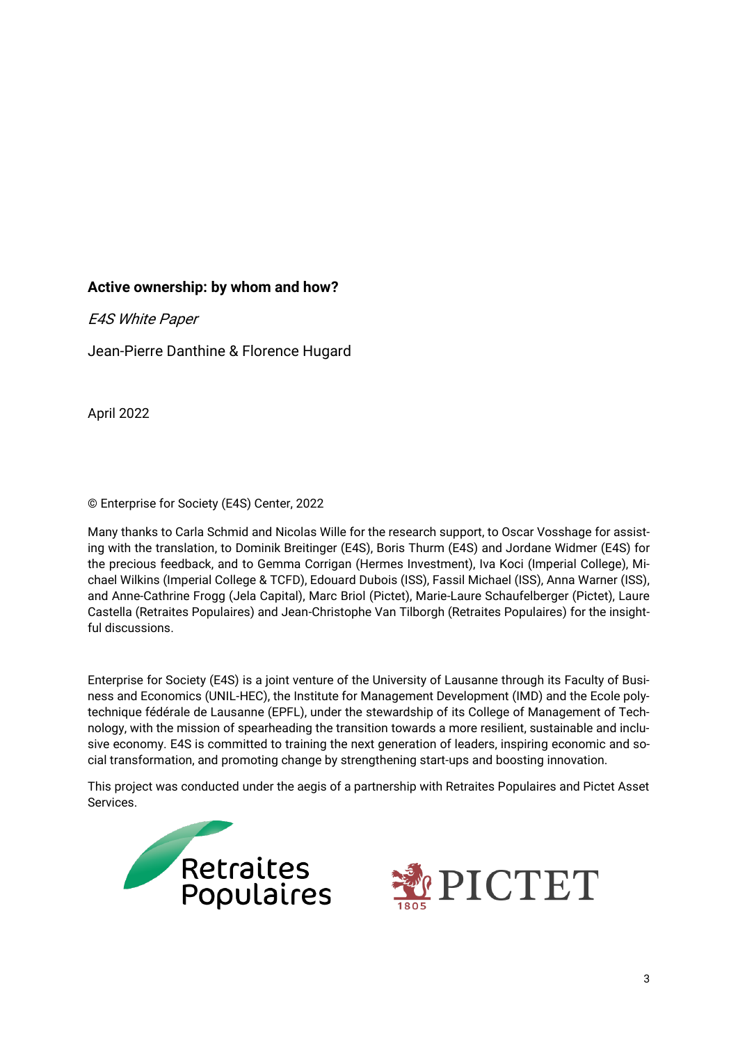**Active ownership: by whom and how?**

*E4S White Paper*

Jean-Pierre Danthine & Florence Hugard

April 2022

© Enterprise for Society (E4S) Center, 2022

Many thanks to Carla Schmid and Nicolas Wille for the research support, to Oscar Vosshage for assisting with the translation, to Dominik Breitinger (E4S), Boris Thurm (E4S) and Jordane Widmer (E4S) for the precious feedback, and to Gemma Corrigan (Hermes Investment), Iva Koci (Imperial College), Michael Wilkins (Imperial College & TCFD), Edouard Dubois (ISS), Fassil Michael (ISS), Anna Warner (ISS), and Anne-Cathrine Frogg (Jela Capital), Marc Briol (Pictet), Marie-Laure Schaufelberger (Pictet), Laure Castella (Retraites Populaires) and Jean-Christophe Van Tilborgh (Retraites Populaires) for the insightful discussions.

Enterprise for Society (E4S) is a joint venture of the University of Lausanne through its Faculty of Business and Economics (UNIL-HEC), the Institute for Management Development (IMD) and the Ecole polytechnique fédérale de Lausanne (EPFL), under the stewardship of its College of Management of Technology, with the mission of spearheading the transition towards a more resilient, sustainable and inclusive economy. E4S is committed to training the next generation of leaders, inspiring economic and social transformation, and promoting change by strengthening start-ups and boosting innovation.

This project was conducted under the aegis of a partnership with Retraites Populaires and Pictet Asset Services.

Retraites Populaires

PICTET 1805